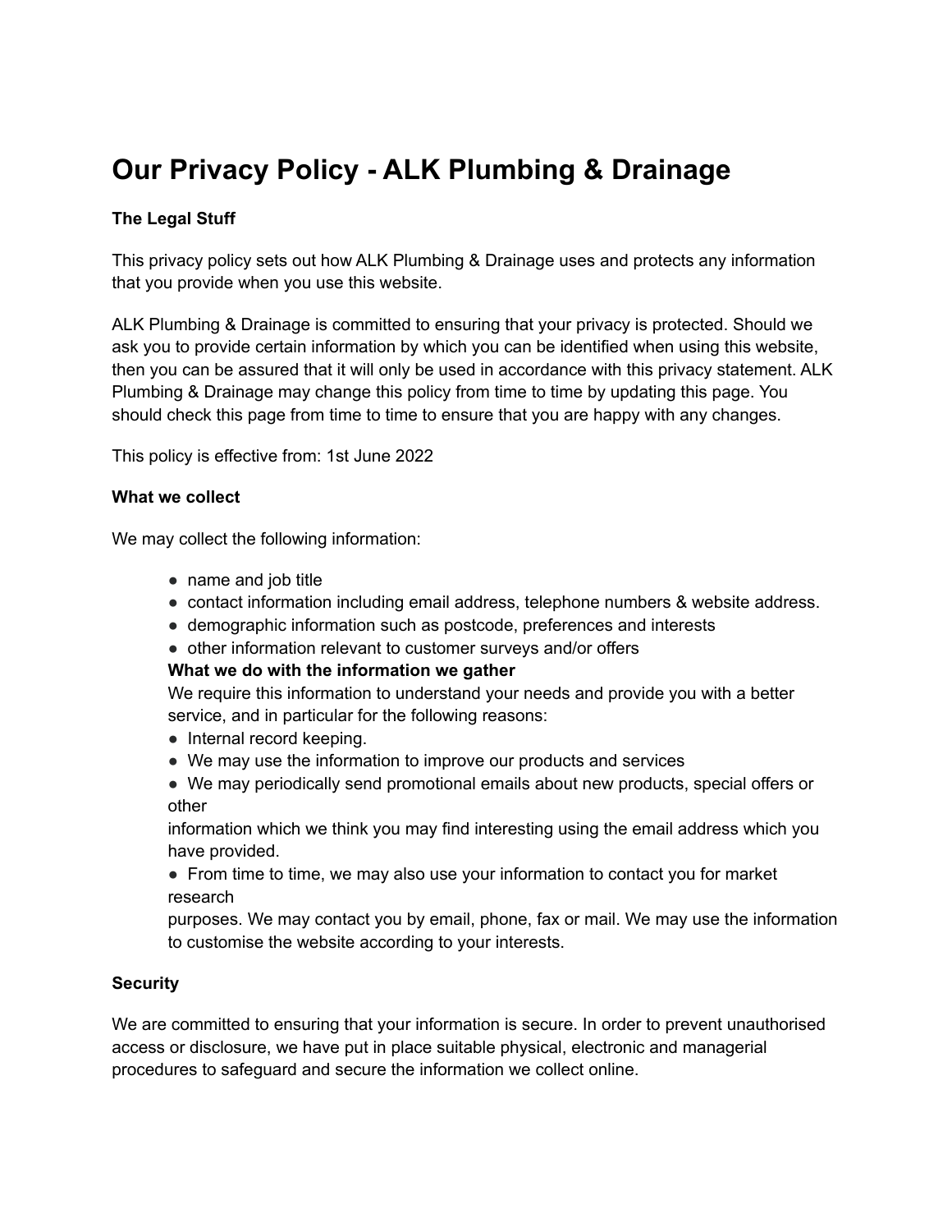# Our Privacy Policy - ALK Plumbing & Drainage

**The Legal Stuff**

This privacy policy sets out how ALK Plumbing & Drainage uses and protects any information that you provide when you use this website.

ALK Plumbing & Drainage is committed to ensuring that your privacy is protected. Should we ask you to provide certain information by which you can be identified when using this website, then you can be assured that it will only be used in accordance with this privacy statement. ALK Plumbing & Drainage may change this policy from time to time by updating this page. You should check this page from time to time to ensure that you are happy with any changes.

This policy is effective from: 1st June 2022

**What we collect**

We may collect the following information:

- name and job title
- contact information including email address, telephone numbers & website address.
- demographic information such as postcode, preferences and interests
- other information relevant to customer surveys and/or offers

**What we do with the information we gather**

We require this information to understand your needs and provide you with a better service, and in particular for the following reasons:

- Internal record keeping.
- We may use the information to improve our products and services
- We may periodically send promotional emails about new products, special offers or other information which we think you may find interesting using the email address which you have provided.
- From time to time, we may also use your information to contact you for market research purposes. We may contact you by email, phone, fax or mail. We may use the information to customise the website according to your interests.

**Security**

We are committed to ensuring that your information is secure. In order to prevent unauthorised access or disclosure, we have put in place suitable physical, electronic and managerial procedures to safeguard and secure the information we collect online.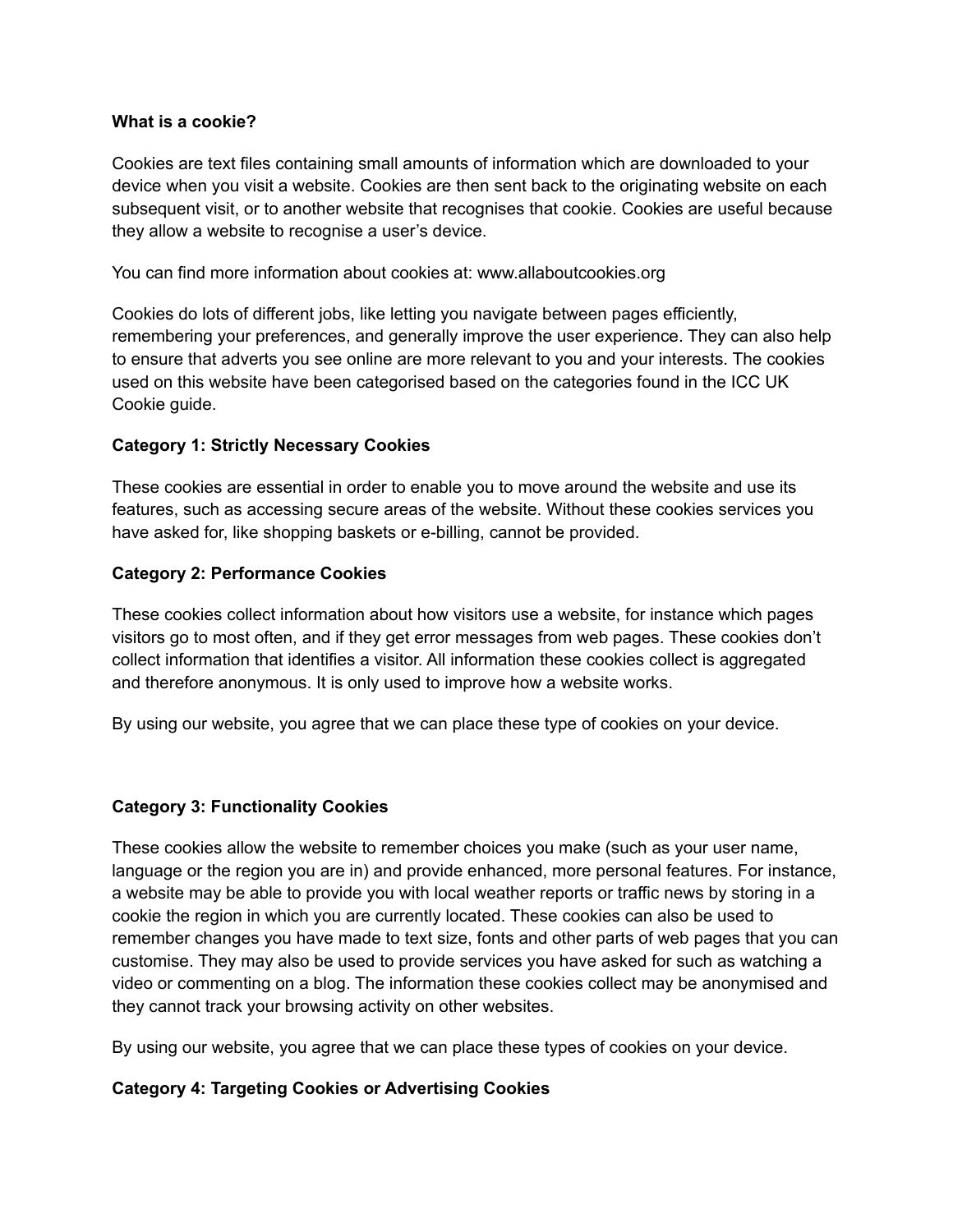**What is a cookie?**

Cookies are text files containing small amounts of information which are downloaded to your device when you visit a website. Cookies are then sent back to the originating website on each subsequent visit, or to another website that recognises that cookie. Cookies are useful because they allow a website to recognise a user's device.

You can find more information about cookies at: www.allaboutcookies.org

Cookies do lots of different jobs, like letting you navigate between pages efficiently, remembering your preferences, and generally improve the user experience. They can also help to ensure that adverts you see online are more relevant to you and your interests. The cookies used on this website have been categorised based on the categories found in the ICC UK Cookie guide.

**Category 1: Strictly Necessary Cookies**

These cookies are essential in order to enable you to move around the website and use its features, such as accessing secure areas of the website. Without these cookies services you have asked for, like shopping baskets or e-billing, cannot be provided.

**Category 2: Performance Cookies**

These cookies collect information about how visitors use a website, for instance which pages visitors go to most often, and if they get error messages from web pages. These cookies don't collect information that identifies a visitor. All information these cookies collect is aggregated and therefore anonymous. It is only used to improve how a website works.

By using our website, you agree that we can place these type of cookies on your device.

**Category 3: Functionality Cookies**

These cookies allow the website to remember choices you make (such as your user name, language or the region you are in) and provide enhanced, more personal features. For instance, a website may be able to provide you with local weather reports or traffic news by storing in a cookie the region in which you are currently located. These cookies can also be used to remember changes you have made to text size, fonts and other parts of web pages that you can customise. They may also be used to provide services you have asked for such as watching a video or commenting on a blog. The information these cookies collect may be anonymised and they cannot track your browsing activity on other websites.

By using our website, you agree that we can place these types of cookies on your device.

**Category 4: Targeting Cookies or Advertising Cookies**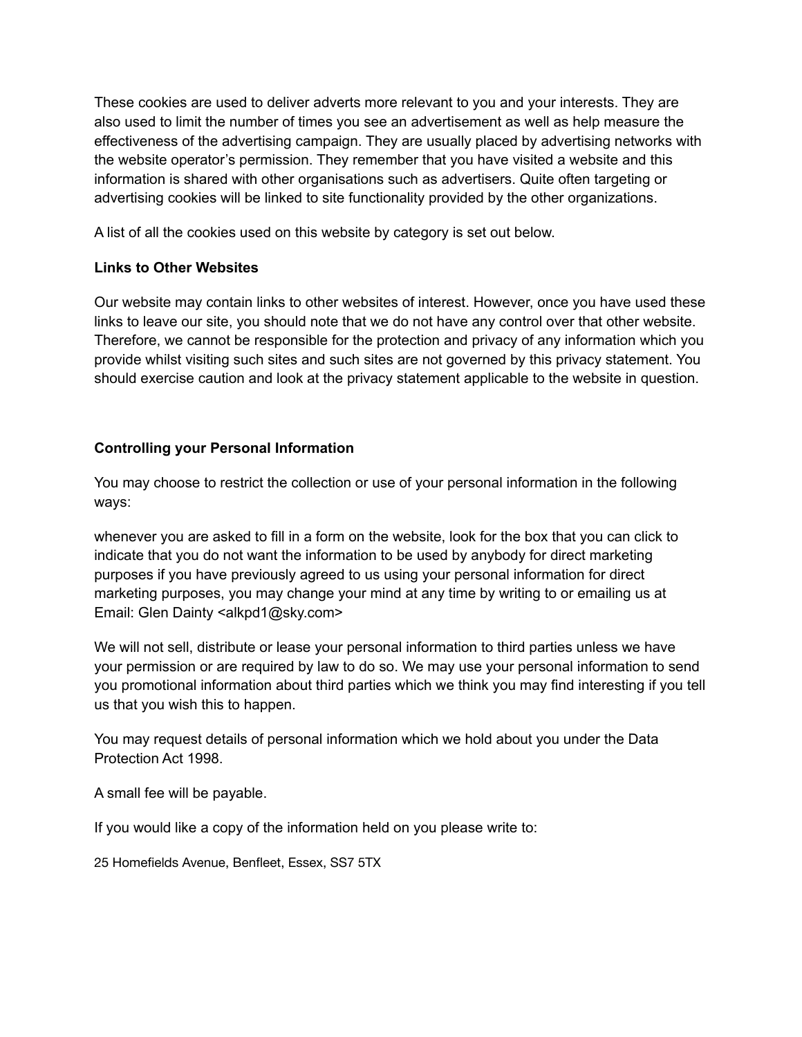These cookies are used to deliver adverts more relevant to you and your interests. They are also used to limit the number of times you see an advertisement as well as help measure the effectiveness of the advertising campaign. They are usually placed by advertising networks with the website operator's permission. They remember that you have visited a website and this information is shared with other organisations such as advertisers. Quite often targeting or advertising cookies will be linked to site functionality provided by the other organizations.

A list of all the cookies used on this website by category is set out below.

**Links to Other Websites**

Our website may contain links to other websites of interest. However, once you have used these links to leave our site, you should note that we do not have any control over that other website. Therefore, we cannot be responsible for the protection and privacy of any information which you provide whilst visiting such sites and such sites are not governed by this privacy statement. You should exercise caution and look at the privacy statement applicable to the website in question.

**Controlling your Personal Information**

You may choose to restrict the collection or use of your personal information in the following ways:

whenever you are asked to fill in a form on the website, look for the box that you can click to indicate that you do not want the information to be used by anybody for direct marketing purposes if you have previously agreed to us using your personal information for direct marketing purposes, you may change your mind at any time by writing to or emailing us at Email: Glen Dainty <alkpd1@sky.com>

We will not sell, distribute or lease your personal information to third parties unless we have your permission or are required by law to do so. We may use your personal information to send you promotional information about third parties which we think you may find interesting if you tell us that you wish this to happen.

You may request details of personal information which we hold about you under the Data Protection Act 1998.

A small fee will be payable.

If you would like a copy of the information held on you please write to:

25 Homefields Avenue, Benfleet, Essex, SS7 5TX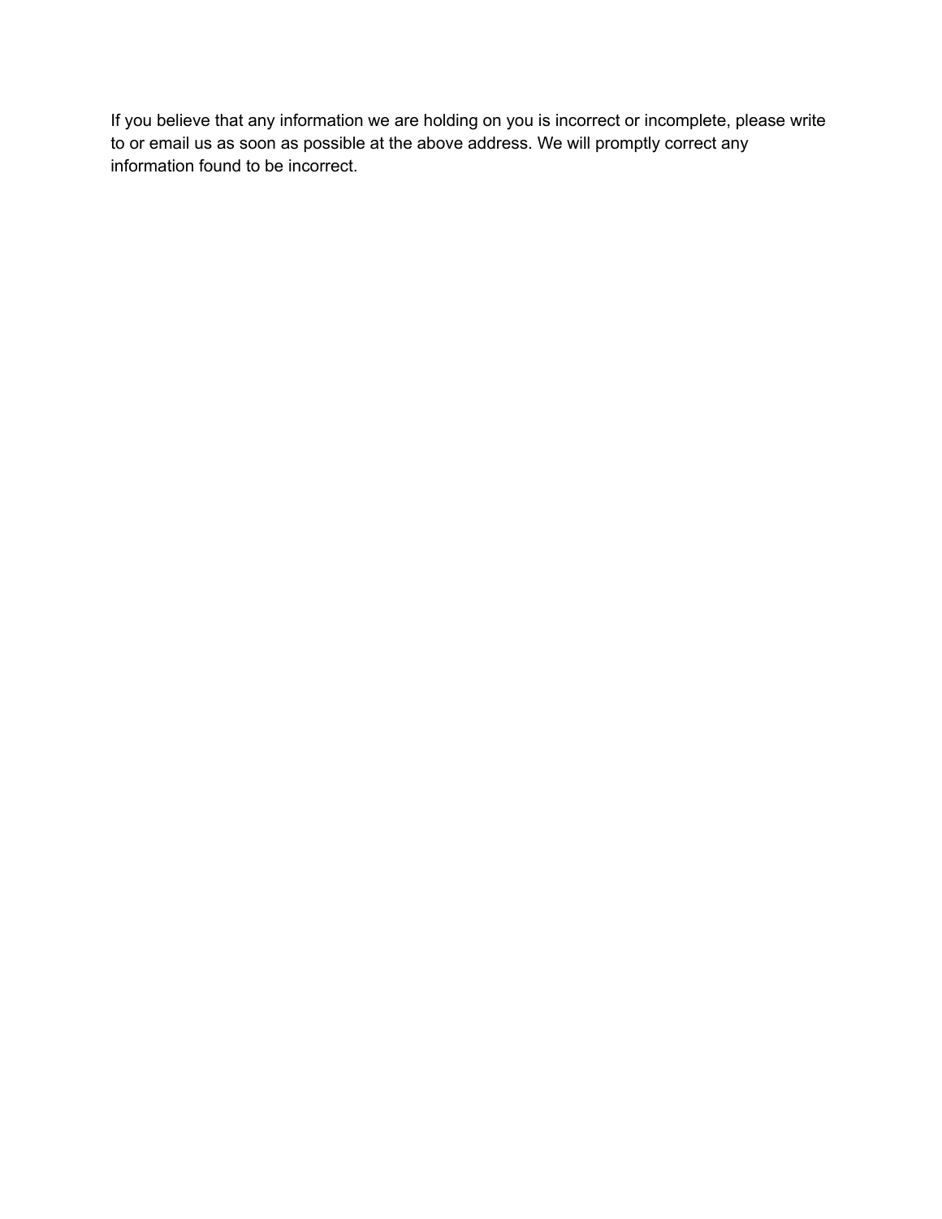If you believe that any information we are holding on you is incorrect or incomplete, please write to or email us as soon as possible at the above address. We will promptly correct any information found to be incorrect.